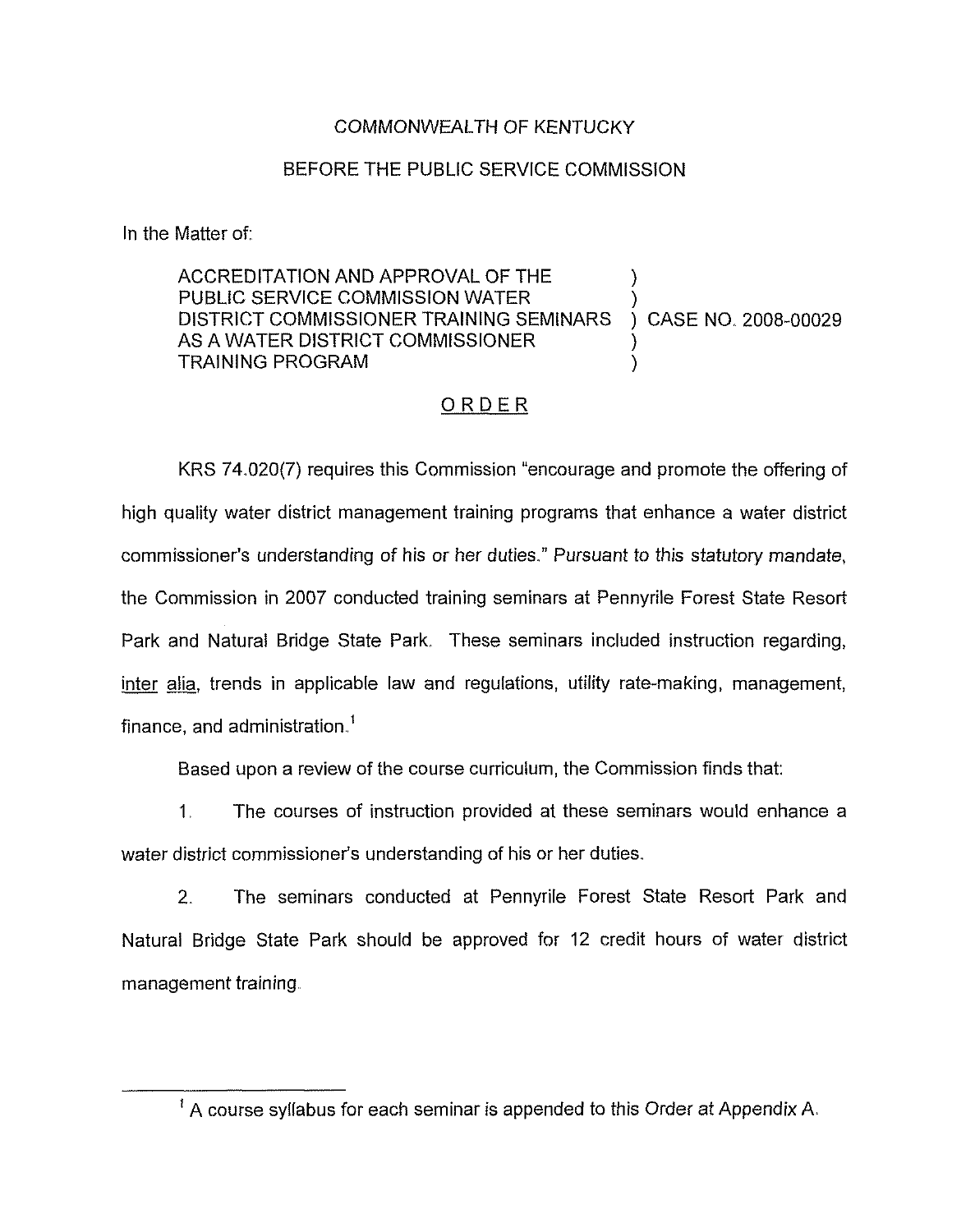COMMONWEALTH OF KENTUCKY

BEFORE THE PUBLIC SERVICE COMMISSION

In the Matter of:

| | | |
|---|---|---|
| ACCREDITATION AND APPROVAL OF THE PUBLIC SERVICE COMMISSION WATER DISTRICT COMMISSIONER TRAINING SEMINARS AS A WATER DISTRICT COMMISSIONER TRAINING PROGRAM | ) | CASE NO. 2008-00029 |

## ORDER

KRS 74.020(7) requires this Commission "encourage and promote the offering of high quality water district management training programs that enhance a water district commissioner's understanding of his or her duties." Pursuant to this statutory mandate, the Commission in 2007 conducted training seminars at Pennyrile Forest State Resort Park and Natural Bridge State Park. These seminars included instruction regarding, inter alia, trends in applicable law and regulations, utility rate-making, management, finance, and administration.[1]

Based upon a review of the course curriculum, the Commission finds that:

1. The courses of instruction provided at these seminars would enhance a water district commissioner's understanding of his or her duties.

2. The seminars conducted at Pennyrile Forest State Resort Park and Natural Bridge State Park should be approved for 12 credit hours of water district management training.

[1] A course syllabus for each seminar is appended to this Order at Appendix A.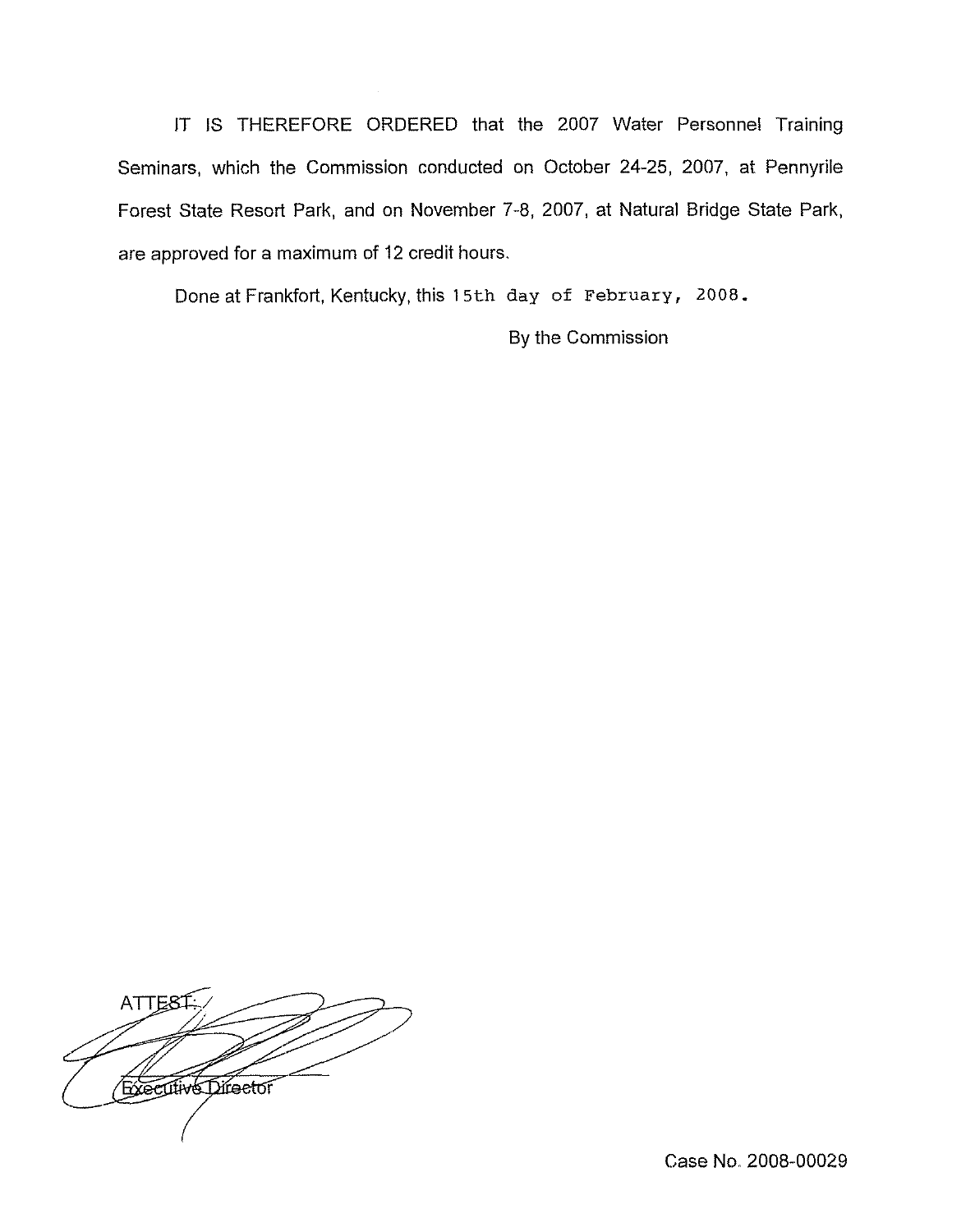IT IS THEREFORE ORDERED that the 2007 Water Personnel Training Seminars, which the Commission conducted on October 24-25, 2007, at Pennyrile Forest State Resort Park, and on November 7-8, 2007, at Natural Bridge State Park, are approved for a maximum of 12 credit hours.

Done at Frankfort, Kentucky, this 15th day of February, 2008.

By the Commission

ATTEST:

Executive Director

Case No. 2008-00029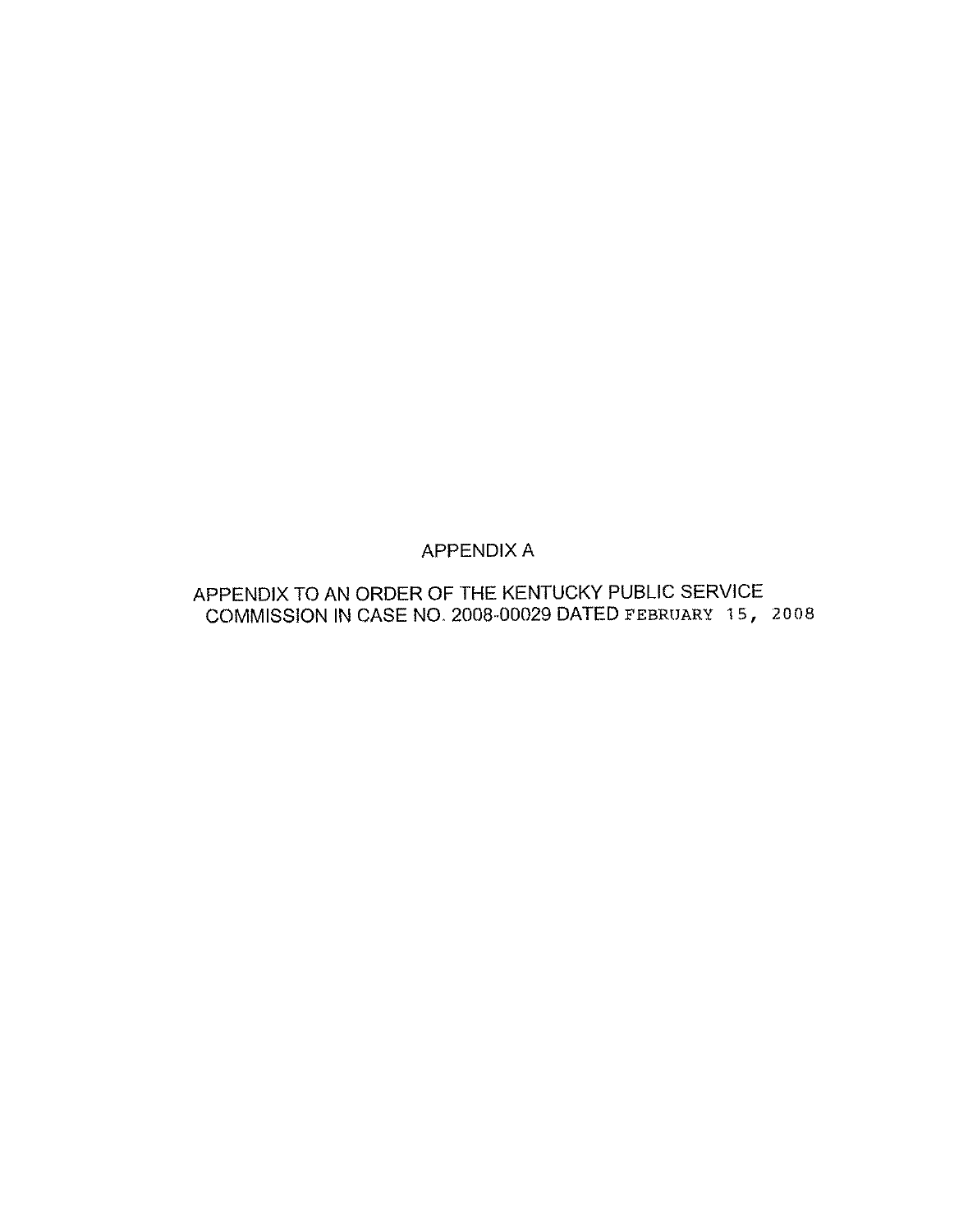# APPENDIX A

APPENDIX TO AN ORDER OF THE KENTUCKY PUBLIC SERVICE COMMISSION IN CASE NO. 2008-00029 DATED FEBRUARY 15, 2008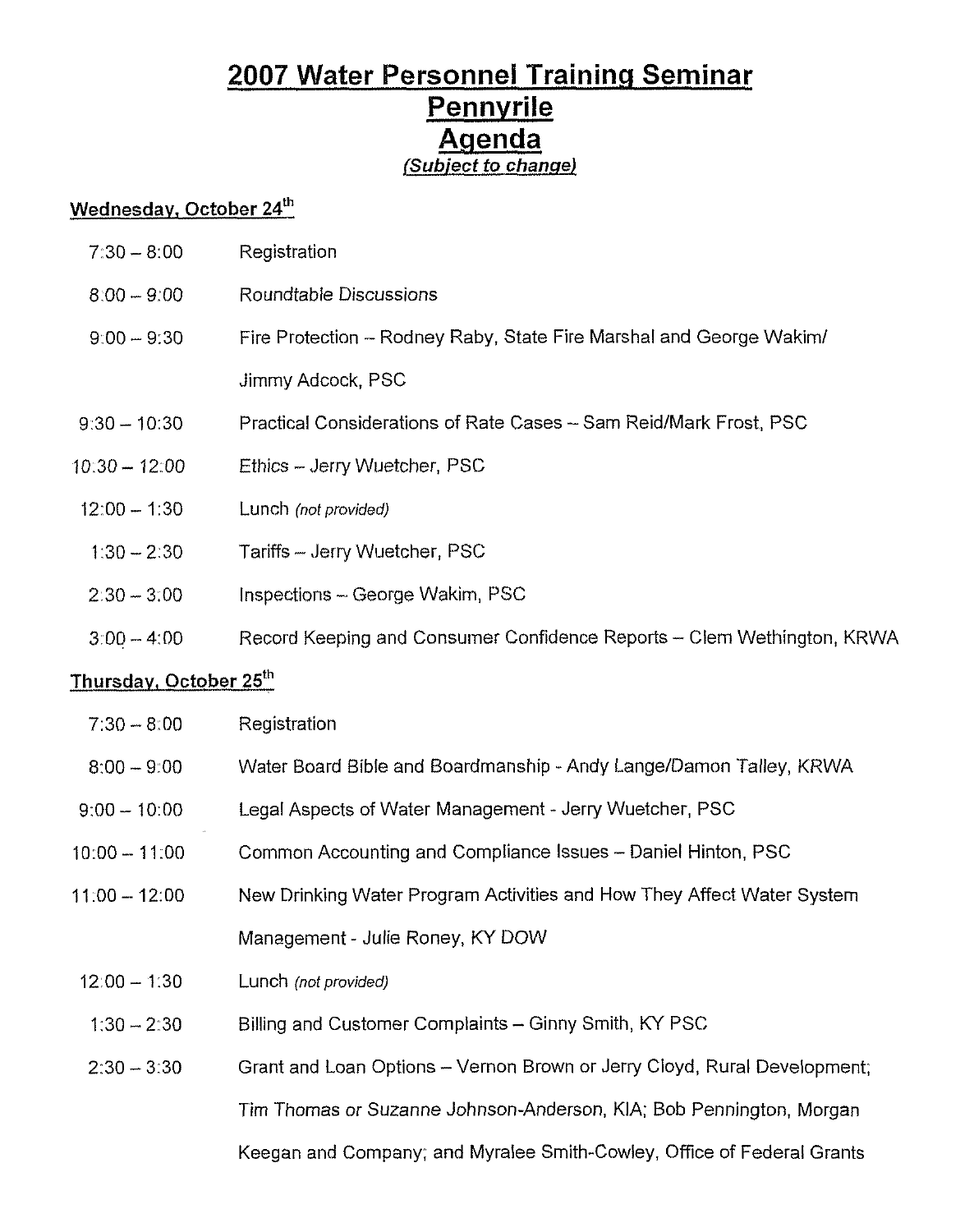# 2007 Water Personnel Training Seminar
# Pennyrile
# Agenda
*(Subject to change)*

## Wednesday, October 24th

| Time | Session |
|---|---|
| 7:30 – 8:00 | Registration |
| 8:00 – 9:00 | Roundtable Discussions |
| 9:00 – 9:30 | Fire Protection – Rodney Raby, State Fire Marshal and George Wakim/ Jimmy Adcock, PSC |
| 9:30 – 10:30 | Practical Considerations of Rate Cases – Sam Reid/Mark Frost, PSC |
| 10:30 – 12:00 | Ethics – Jerry Wuetcher, PSC |
| 12:00 – 1:30 | Lunch *(not provided)* |
| 1:30 – 2:30 | Tariffs – Jerry Wuetcher, PSC |
| 2:30 – 3:00 | Inspections – George Wakim, PSC |
| 3:00 – 4:00 | Record Keeping and Consumer Confidence Reports – Clem Wethington, KRWA |

## Thursday, October 25th

| Time | Session |
|---|---|
| 7:30 – 8:00 | Registration |
| 8:00 – 9:00 | Water Board Bible and Boardmanship - Andy Lange/Damon Talley, KRWA |
| 9:00 – 10:00 | Legal Aspects of Water Management - Jerry Wuetcher, PSC |
| 10:00 – 11:00 | Common Accounting and Compliance Issues – Daniel Hinton, PSC |
| 11:00 – 12:00 | New Drinking Water Program Activities and How They Affect Water System Management - Julie Roney, KY DOW |
| 12:00 – 1:30 | Lunch *(not provided)* |
| 1:30 – 2:30 | Billing and Customer Complaints – Ginny Smith, KY PSC |
| 2:30 – 3:30 | Grant and Loan Options – Vernon Brown or Jerry Cloyd, Rural Development; Tim Thomas or Suzanne Johnson-Anderson, KIA; Bob Pennington, Morgan Keegan and Company; and Myralee Smith-Cowley, Office of Federal Grants |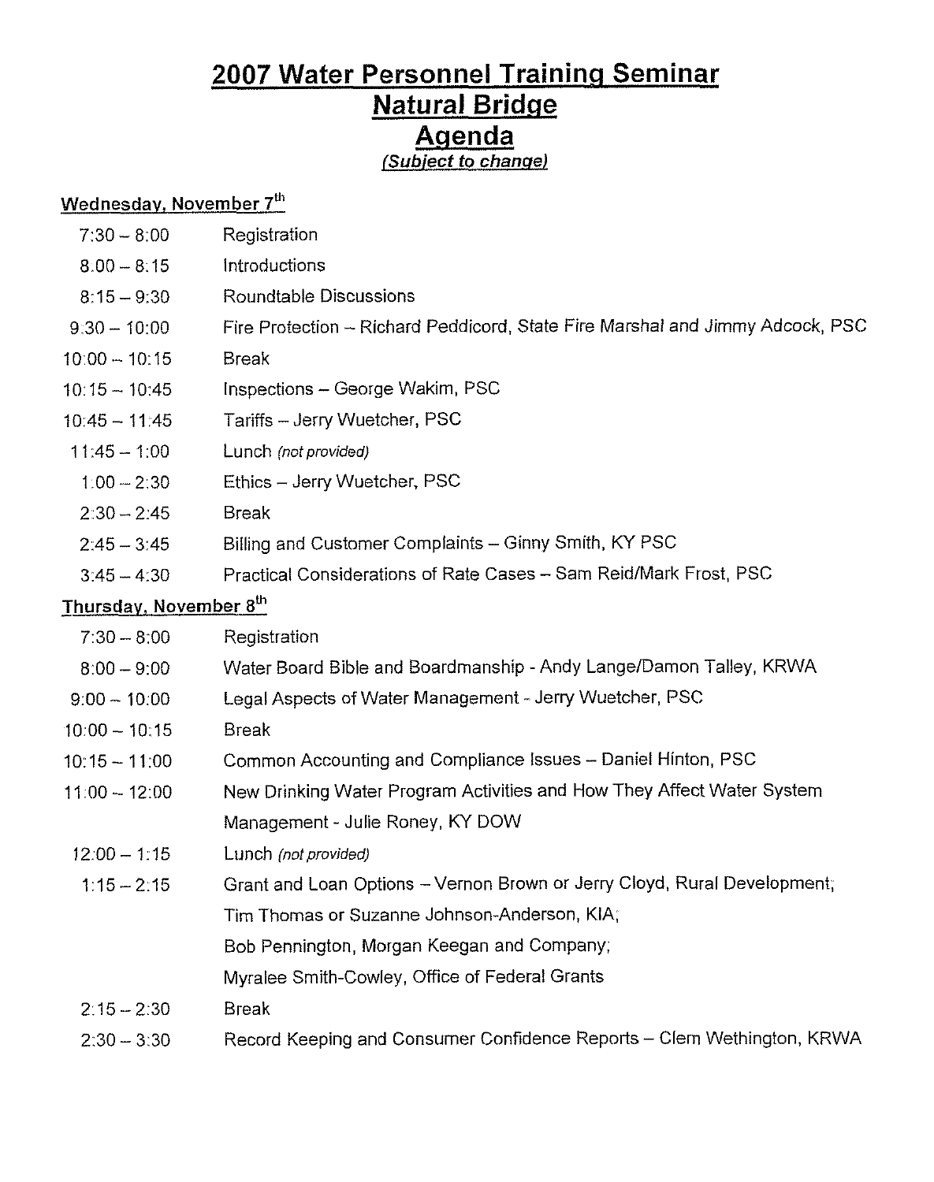# 2007 Water Personnel Training Seminar
# Natural Bridge
# Agenda
*(Subject to change)*

**Wednesday, November 7th**

| | |
|---|---|
| 7:30 – 8:00 | Registration |
| 8.00 – 8:15 | Introductions |
| 8:15 – 9:30 | Roundtable Discussions |
| 9:30 – 10:00 | Fire Protection – Richard Peddicord, State Fire Marshal and Jimmy Adcock, PSC |
| 10:00 – 10:15 | Break |
| 10:15 – 10:45 | Inspections – George Wakim, PSC |
| 10:45 – 11:45 | Tariffs – Jerry Wuetcher, PSC |
| 11:45 – 1:00 | Lunch *(not provided)* |
| 1:00 – 2:30 | Ethics – Jerry Wuetcher, PSC |
| 2:30 – 2:45 | Break |
| 2:45 – 3:45 | Billing and Customer Complaints – Ginny Smith, KY PSC |
| 3:45 – 4:30 | Practical Considerations of Rate Cases – Sam Reid/Mark Frost, PSC |

**Thursday, November 8th**

| | |
|---|---|
| 7:30 – 8:00 | Registration |
| 8:00 – 9:00 | Water Board Bible and Boardmanship - Andy Lange/Damon Talley, KRWA |
| 9:00 – 10:00 | Legal Aspects of Water Management - Jerry Wuetcher, PSC |
| 10:00 – 10:15 | Break |
| 10:15 – 11:00 | Common Accounting and Compliance Issues – Daniel Hinton, PSC |
| 11:00 – 12:00 | New Drinking Water Program Activities and How They Affect Water System Management - Julie Roney, KY DOW |
| 12:00 – 1:15 | Lunch *(not provided)* |
| 1:15 – 2:15 | Grant and Loan Options – Vernon Brown or Jerry Cloyd, Rural Development; Tim Thomas or Suzanne Johnson-Anderson, KIA; Bob Pennington, Morgan Keegan and Company; Myralee Smith-Cowley, Office of Federal Grants |
| 2:15 – 2:30 | Break |
| 2:30 – 3:30 | Record Keeping and Consumer Confidence Reports – Clem Wethington, KRWA |